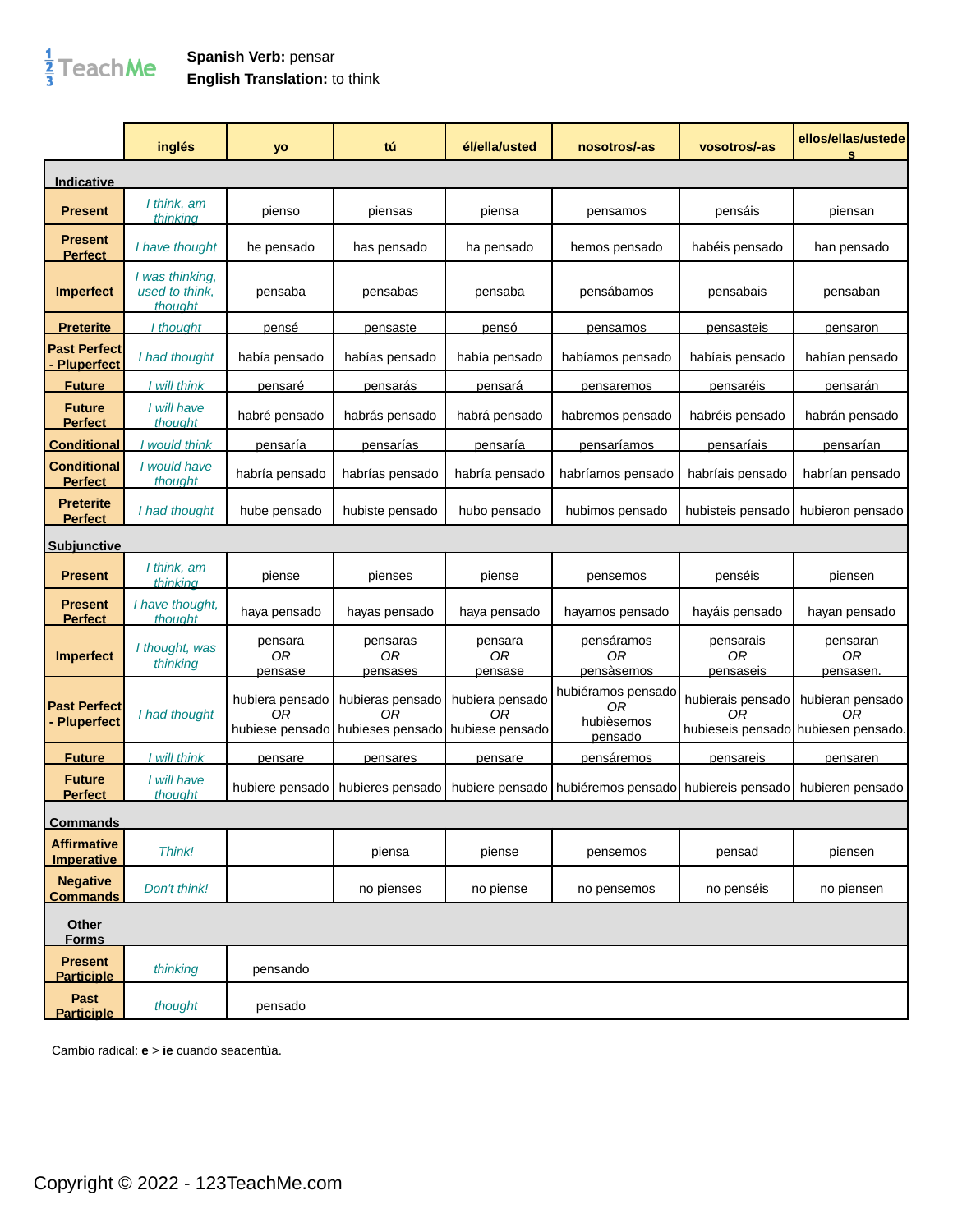**Spanish Verb:** pensar
**English Translation:** to think

| | inglés | yo | tú | él/ella/usted | nosotros/-as | vosotros/-as | ellos/ellas/ustedes |
|---|---|---|---|---|---|---|---|
| **Indicative** | | | | | | | |
| **Present** | *I think, am thinking* | pienso | piensas | piensa | pensamos | pensáis | piensan |
| **Present Perfect** | *I have thought* | he pensado | has pensado | ha pensado | hemos pensado | habéis pensado | han pensado |
| **Imperfect** | *I was thinking, used to think, thought* | pensaba | pensabas | pensaba | pensábamos | pensabais | pensaban |
| **Preterite** | *I thought* | pensé | pensaste | pensó | pensamos | pensasteis | pensaron |
| **Past Perfect - Pluperfect** | *I had thought* | había pensado | habías pensado | había pensado | habíamos pensado | habíais pensado | habían pensado |
| **Future** | *I will think* | pensaré | pensarás | pensará | pensaremos | pensaréis | pensarán |
| **Future Perfect** | *I will have thought* | habré pensado | habrás pensado | habrá pensado | habremos pensado | habréis pensado | habrán pensado |
| **Conditional** | *I would think* | pensaría | pensarías | pensaría | pensaríamos | pensaríais | pensarían |
| **Conditional Perfect** | *I would have thought* | habría pensado | habrías pensado | habría pensado | habríamos pensado | habríais pensado | habrían pensado |
| **Preterite Perfect** | *I had thought* | hube pensado | hubiste pensado | hubo pensado | hubimos pensado | hubisteis pensado | hubieron pensado |
| **Subjunctive** | | | | | | | |
| **Present** | *I think, am thinking* | piense | pienses | piense | pensemos | penséis | piensen |
| **Present Perfect** | *I have thought, thought* | haya pensado | hayas pensado | haya pensado | hayamos pensado | hayáis pensado | hayan pensado |
| **Imperfect** | *I thought, was thinking* | pensara *OR* pensase | pensaras *OR* pensases | pensara *OR* pensase | pensáramos *OR* pensàsemos | pensarais *OR* pensaseis | pensaran *OR* pensasen. |
| **Past Perfect - Pluperfect** | *I had thought* | hubiera pensado *OR* hubiese pensado | hubieras pensado *OR* hubieses pensado | hubiera pensado *OR* hubiese pensado | hubiéramos pensado *OR* hubièsemos pensado | hubierais pensado *OR* hubieseis pensado | hubieran pensado *OR* hubiesen pensado. |
| **Future** | *I will think* | pensare | pensares | pensare | pensáremos | pensareis | pensaren |
| **Future Perfect** | *I will have thought* | hubiere pensado | hubieres pensado | hubiere pensado | hubiéremos pensado | hubiereis pensado | hubieren pensado |
| **Commands** | | | | | | | |
| **Affirmative Imperative** | *Think!* | | piensa | piense | pensemos | pensad | piensen |
| **Negative Commands** | *Don't think!* | | no pienses | no piense | no pensemos | no penséis | no piensen |
| **Other Forms** | | | | | | | |
| **Present Participle** | *thinking* | pensando | | | | | |
| **Past Participle** | *thought* | pensado | | | | | |

Cambio radical: **e** > **ie** cuando seacentùa.

Copyright © 2022 - 123TeachMe.com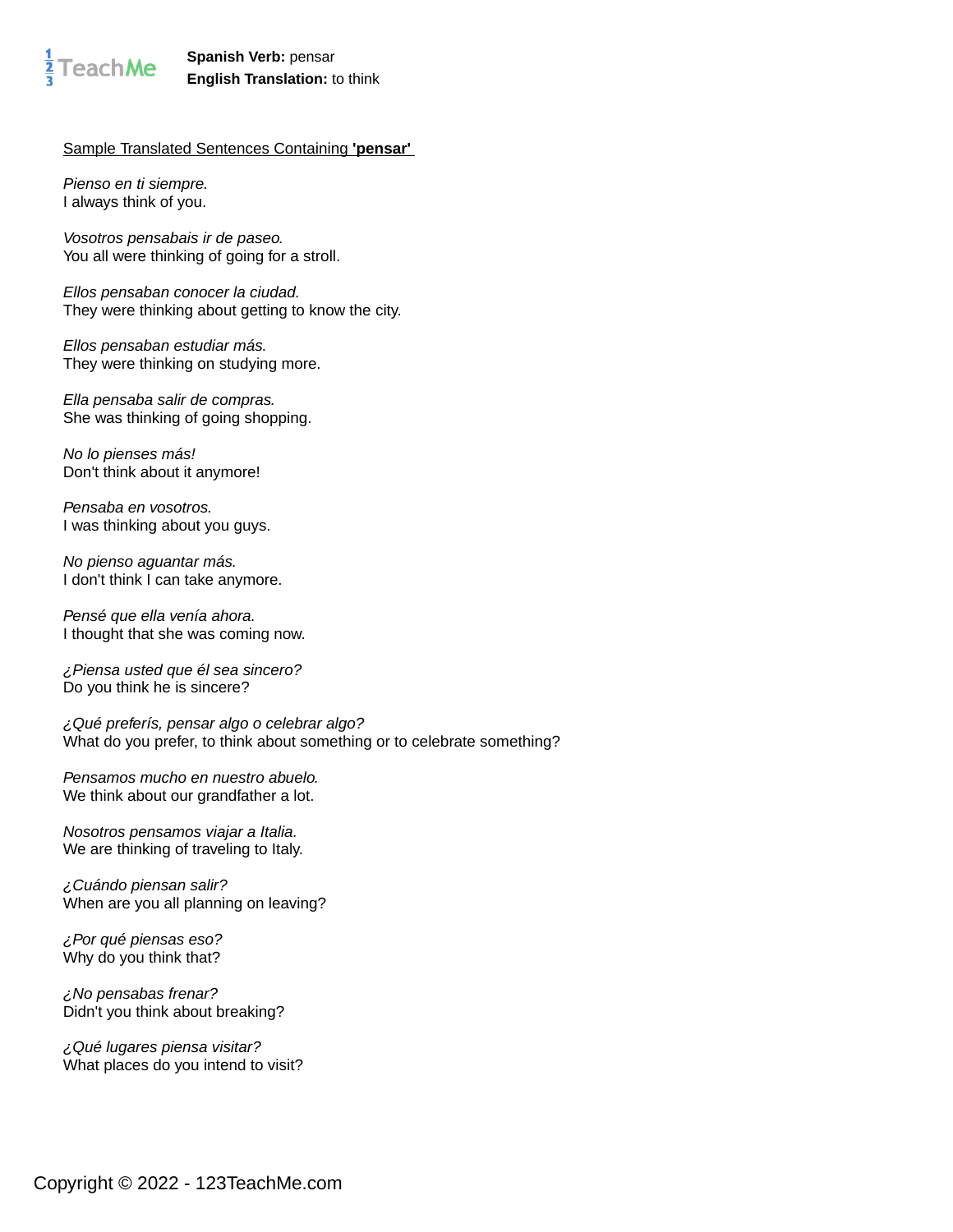**Spanish Verb:** pensar
**English Translation:** to think

<u>Sample Translated Sentences Containing **'pensar'**</u>

*Pienso en ti siempre.*
I always think of you.

*Vosotros pensabais ir de paseo.*
You all were thinking of going for a stroll.

*Ellos pensaban conocer la ciudad.*
They were thinking about getting to know the city.

*Ellos pensaban estudiar más.*
They were thinking on studying more.

*Ella pensaba salir de compras.*
She was thinking of going shopping.

*No lo pienses más!*
Don't think about it anymore!

*Pensaba en vosotros.*
I was thinking about you guys.

*No pienso aguantar más.*
I don't think I can take anymore.

*Pensé que ella venía ahora.*
I thought that she was coming now.

*¿Piensa usted que él sea sincero?*
Do you think he is sincere?

*¿Qué preferís, pensar algo o celebrar algo?*
What do you prefer, to think about something or to celebrate something?

*Pensamos mucho en nuestro abuelo.*
We think about our grandfather a lot.

*Nosotros pensamos viajar a Italia.*
We are thinking of traveling to Italy.

*¿Cuándo piensan salir?*
When are you all planning on leaving?

*¿Por qué piensas eso?*
Why do you think that?

*¿No pensabas frenar?*
Didn't you think about breaking?

*¿Qué lugares piensa visitar?*
What places do you intend to visit?

Copyright © 2022 - 123TeachMe.com